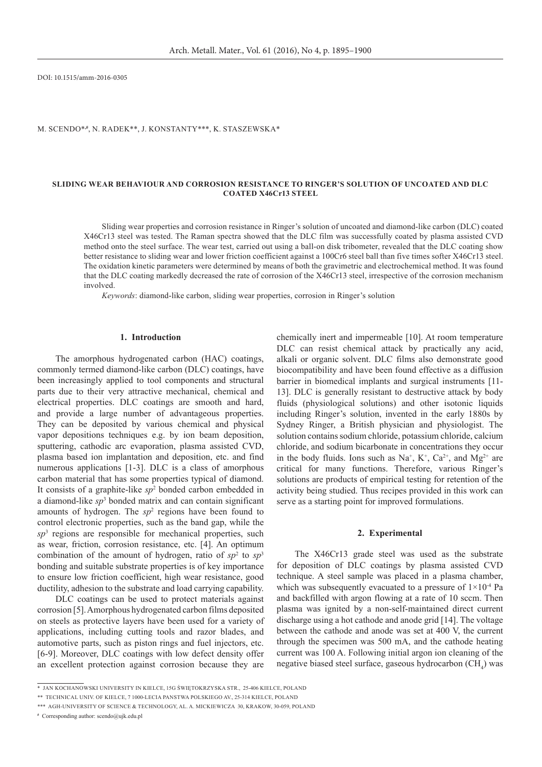DOI: 10.1515/amm-2016-0305

M. SCENDO*[,#], N. RADEK**, J. KONSTANTY***, K. STASZEWSKA*

# SLIDING WEAR BEHAVIOUR AND CORROSION RESISTANCE TO RINGER'S SOLUTION OF UNCOATED AND DLC COATED X46Cr13 STEEL

Sliding wear properties and corrosion resistance in Ringer's solution of uncoated and diamond-like carbon (DLC) coated X46Cr13 steel was tested. The Raman spectra showed that the DLC film was successfully coated by plasma assisted CVD method onto the steel surface. The wear test, carried out using a ball-on disk tribometer, revealed that the DLC coating show better resistance to sliding wear and lower friction coefficient against a 100Cr6 steel ball than five times softer X46Cr13 steel. The oxidation kinetic parameters were determined by means of both the gravimetric and electrochemical method. It was found that the DLC coating markedly decreased the rate of corrosion of the X46Cr13 steel, irrespective of the corrosion mechanism involved.

*Keywords*: diamond-like carbon, sliding wear properties, corrosion in Ringer's solution

## 1. Introduction

The amorphous hydrogenated carbon (HAC) coatings, commonly termed diamond-like carbon (DLC) coatings, have been increasingly applied to tool components and structural parts due to their very attractive mechanical, chemical and electrical properties. DLC coatings are smooth and hard, and provide a large number of advantageous properties. They can be deposited by various chemical and physical vapor depositions techniques e.g. by ion beam deposition, sputtering, cathodic arc evaporation, plasma assisted CVD, plasma based ion implantation and deposition, etc. and find numerous applications [1-3]. DLC is a class of amorphous carbon material that has some properties typical of diamond. It consists of a graphite-like $sp^2$ bonded carbon embedded in a diamond-like $sp^3$ bonded matrix and can contain significant amounts of hydrogen. The $sp^2$ regions have been found to control electronic properties, such as the band gap, while the $sp^3$ regions are responsible for mechanical properties, such as wear, friction, corrosion resistance, etc. [4]. An optimum combination of the amount of hydrogen, ratio of $sp^2$ to $sp^3$ bonding and suitable substrate properties is of key importance to ensure low friction coefficient, high wear resistance, good ductility, adhesion to the substrate and load carrying capability.

DLC coatings can be used to protect materials against corrosion [5]. Amorphous hydrogenated carbon films deposited on steels as protective layers have been used for a variety of applications, including cutting tools and razor blades, and automotive parts, such as piston rings and fuel injectors, etc. [6-9]. Moreover, DLC coatings with low defect density offer an excellent protection against corrosion because they are chemically inert and impermeable [10]. At room temperature DLC can resist chemical attack by practically any acid, alkali or organic solvent. DLC films also demonstrate good biocompatibility and have been found effective as a diffusion barrier in biomedical implants and surgical instruments [11-13]. DLC is generally resistant to destructive attack by body fluids (physiological solutions) and other isotonic liquids including Ringer's solution, invented in the early 1880s by Sydney Ringer, a British physician and physiologist. The solution contains sodium chloride, potassium chloride, calcium chloride, and sodium bicarbonate in concentrations they occur in the body fluids. Ions such as $Na^+$, $K^+$, $Ca^{2+}$, and $Mg^{2+}$ are critical for many functions. Therefore, various Ringer's solutions are products of empirical testing for retention of the activity being studied. Thus recipes provided in this work can serve as a starting point for improved formulations.

## 2. Experimental

The X46Cr13 grade steel was used as the substrate for deposition of DLC coatings by plasma assisted CVD technique. A steel sample was placed in a plasma chamber, which was subsequently evacuated to a pressure of $1\times10^{-4}$ Pa and backfilled with argon flowing at a rate of 10 sccm. Then plasma was ignited by a non-self-maintained direct current discharge using a hot cathode and anode grid [14]. The voltage between the cathode and anode was set at 400 V, the current through the specimen was 500 mA, and the cathode heating current was 100 A. Following initial argon ion cleaning of the negative biased steel surface, gaseous hydrocarbon ($CH_4$) was

---

\* JAN KOCHANOWSKI UNIVERSITY IN KIELCE, 15G ŚWIĘTOKRZYSKA STR., 25-406 KIELCE, POLAND

\*\* TECHNICAL UNIV. OF KIELCE, 7 1000-LECIA PANSTWA POLSKIEGO AV., 25-314 KIELCE, POLAND

\*\*\* AGH-UNIVERSITY OF SCIENCE & TECHNOLOGY, AL. A. MICKIEWICZA 30, KRAKOW, 30-059, POLAND

[#] Corresponding author: scendo@ujk.edu.pl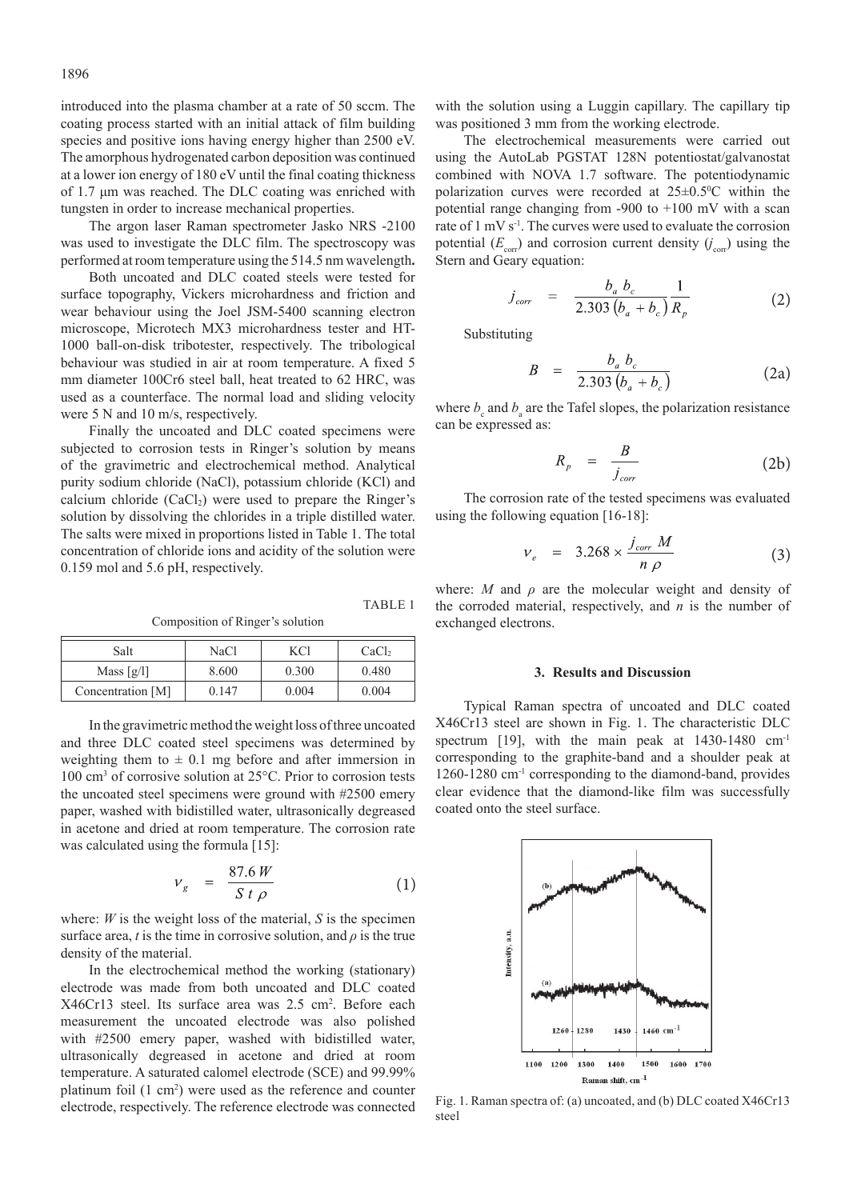introduced into the plasma chamber at a rate of 50 sccm. The coating process started with an initial attack of film building species and positive ions having energy higher than 2500 eV. The amorphous hydrogenated carbon deposition was continued at a lower ion energy of 180 eV until the final coating thickness of 1.7 μm was reached. The DLC coating was enriched with tungsten in order to increase mechanical properties.

The argon laser Raman spectrometer Jasko NRS -2100 was used to investigate the DLC film. The spectroscopy was performed at room temperature using the 514.5 nm wavelength**.**

Both uncoated and DLC coated steels were tested for surface topography, Vickers microhardness and friction and wear behaviour using the Joel JSM-5400 scanning electron microscope, Microtech MX3 microhardness tester and HT-1000 ball-on-disk tribotester, respectively. The tribological behaviour was studied in air at room temperature. A fixed 5 mm diameter 100Cr6 steel ball, heat treated to 62 HRC, was used as a counterface. The normal load and sliding velocity were 5 N and 10 m/s, respectively.

Finally the uncoated and DLC coated specimens were subjected to corrosion tests in Ringer's solution by means of the gravimetric and electrochemical method. Analytical purity sodium chloride (NaCl), potassium chloride (KCl) and calcium chloride ($CaCl_2$) were used to prepare the Ringer's solution by dissolving the chlorides in a triple distilled water. The salts were mixed in proportions listed in Table 1. The total concentration of chloride ions and acidity of the solution were 0.159 mol and 5.6 pH, respectively.

TABLE 1

Composition of Ringer's solution

| Salt | NaCl | KCl | $CaCl_2$ |
|---|---|---|---|
| Mass [g/l] | 8.600 | 0.300 | 0.480 |
| Concentration [M] | 0.147 | 0.004 | 0.004 |

In the gravimetric method the weight loss of three uncoated and three DLC coated steel specimens was determined by weighting them to ± 0.1 mg before and after immersion in 100 cm³ of corrosive solution at 25°C. Prior to corrosion tests the uncoated steel specimens were ground with #2500 emery paper, washed with bidistilled water, ultrasonically degreased in acetone and dried at room temperature. The corrosion rate was calculated using the formula [15]:

$$v_g = \frac{87.6\,W}{S\,t\,\rho} \tag{1}$$

where: $W$ is the weight loss of the material, $S$ is the specimen surface area, $t$ is the time in corrosive solution, and $\rho$ is the true density of the material.

In the electrochemical method the working (stationary) electrode was made from both uncoated and DLC coated X46Cr13 steel. Its surface area was 2.5 cm². Before each measurement the uncoated electrode was also polished with #2500 emery paper, washed with bidistilled water, ultrasonically degreased in acetone and dried at room temperature. A saturated calomel electrode (SCE) and 99.99% platinum foil (1 cm²) were used as the reference and counter electrode, respectively. The reference electrode was connected with the solution using a Luggin capillary. The capillary tip was positioned 3 mm from the working electrode.

The electrochemical measurements were carried out using the AutoLab PGSTAT 128N potentiostat/galvanostat combined with NOVA 1.7 software. The potentiodynamic polarization curves were recorded at 25±0.5°C within the potential range changing from -900 to +100 mV with a scan rate of 1 mV s⁻¹. The curves were used to evaluate the corrosion potential ($E_{corr}$) and corrosion current density ($j_{corr}$) using the Stern and Geary equation:

$$j_{corr} = \frac{b_a\,b_c}{2.303\,(b_a + b_c)}\frac{1}{R_p} \tag{2}$$

Substituting

$$B = \frac{b_a\,b_c}{2.303\,(b_a + b_c)} \tag{2a}$$

where $b_c$ and $b_a$ are the Tafel slopes, the polarization resistance can be expressed as:

$$R_p = \frac{B}{j_{corr}} \tag{2b}$$

The corrosion rate of the tested specimens was evaluated using the following equation [16-18]:

$$v_e = 3.268 \times \frac{j_{corr}\,M}{n\,\rho} \tag{3}$$

where: $M$ and $\rho$ are the molecular weight and density of the corroded material, respectively, and $n$ is the number of exchanged electrons.

## 3. Results and Discussion

Typical Raman spectra of uncoated and DLC coated X46Cr13 steel are shown in Fig. 1. The characteristic DLC spectrum [19], with the main peak at 1430-1480 cm⁻¹ corresponding to the graphite-band and a shoulder peak at 1260-1280 cm⁻¹ corresponding to the diamond-band, provides clear evidence that the diamond-like film was successfully coated onto the steel surface.

Fig. 1. Raman spectra of: (a) uncoated, and (b) DLC coated X46Cr13 steel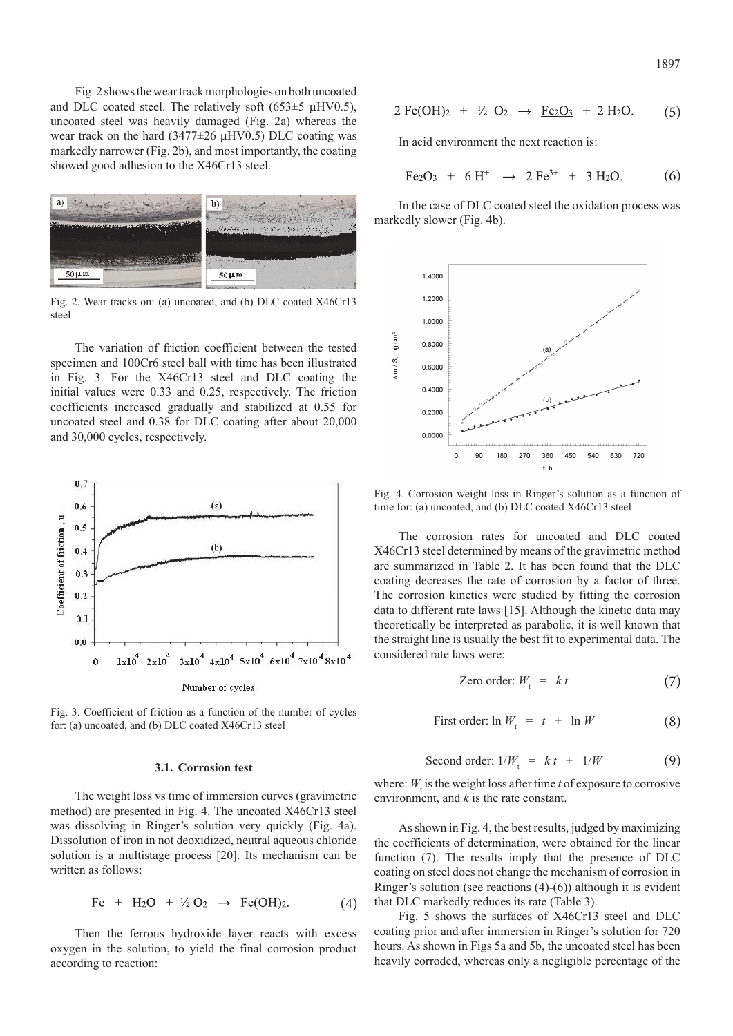Fig. 2 shows the wear track morphologies on both uncoated and DLC coated steel. The relatively soft (653±5 μHV0.5), uncoated steel was heavily damaged (Fig. 2a) whereas the wear track on the hard (3477±26 μHV0.5) DLC coating was markedly narrower (Fig. 2b), and most importantly, the coating showed good adhesion to the X46Cr13 steel.

Fig. 2. Wear tracks on: (a) uncoated, and (b) DLC coated X46Cr13 steel

The variation of friction coefficient between the tested specimen and 100Cr6 steel ball with time has been illustrated in Fig. 3. For the X46Cr13 steel and DLC coating the initial values were 0.33 and 0.25, respectively. The friction coefficients increased gradually and stabilized at 0.55 for uncoated steel and 0.38 for DLC coating after about 20,000 and 30,000 cycles, respectively.

Fig. 3. Coefficient of friction as a function of the number of cycles for: (a) uncoated, and (b) DLC coated X46Cr13 steel

### 3.1. Corrosion test

The weight loss vs time of immersion curves (gravimetric method) are presented in Fig. 4. The uncoated X46Cr13 steel was dissolving in Ringer's solution very quickly (Fig. 4a). Dissolution of iron in not deoxidized, neutral aqueous chloride solution is a multistage process [20]. Its mechanism can be written as follows:

$$Fe + H_2O + \frac{1}{2} O_2 \rightarrow Fe(OH)_2. \quad (4)$$

Then the ferrous hydroxide layer reacts with excess oxygen in the solution, to yield the final corrosion product according to reaction:

$$2\,Fe(OH)_2 + \frac{1}{2} O_2 \rightarrow \underline{Fe_2O_3} + 2\,H_2O. \quad (5)$$

In acid environment the next reaction is:

$$Fe_2O_3 + 6\,H^+ \rightarrow 2\,Fe^{3+} + 3\,H_2O. \quad (6)$$

In the case of DLC coated steel the oxidation process was markedly slower (Fig. 4b).

Fig. 4. Corrosion weight loss in Ringer's solution as a function of time for: (a) uncoated, and (b) DLC coated X46Cr13 steel

The corrosion rates for uncoated and DLC coated X46Cr13 steel determined by means of the gravimetric method are summarized in Table 2. It has been found that the DLC coating decreases the rate of corrosion by a factor of three. The corrosion kinetics were studied by fitting the corrosion data to different rate laws [15]. Although the kinetic data may theoretically be interpreted as parabolic, it is well known that the straight line is usually the best fit to experimental data. The considered rate laws were:

$$\text{Zero order: } W_t = k\,t \quad (7)$$

$$\text{First order: } \ln W_t = t + \ln W \quad (8)$$

$$\text{Second order: } 1/W_t = k\,t + 1/W \quad (9)$$

where: $W_t$ is the weight loss after time $t$ of exposure to corrosive environment, and $k$ is the rate constant.

As shown in Fig. 4, the best results, judged by maximizing the coefficients of determination, were obtained for the linear function (7). The results imply that the presence of DLC coating on steel does not change the mechanism of corrosion in Ringer's solution (see reactions (4)-(6)) although it is evident that DLC markedly reduces its rate (Table 3).

Fig. 5 shows the surfaces of X46Cr13 steel and DLC coating prior and after immersion in Ringer's solution for 720 hours. As shown in Figs 5a and 5b, the uncoated steel has been heavily corroded, whereas only a negligible percentage of the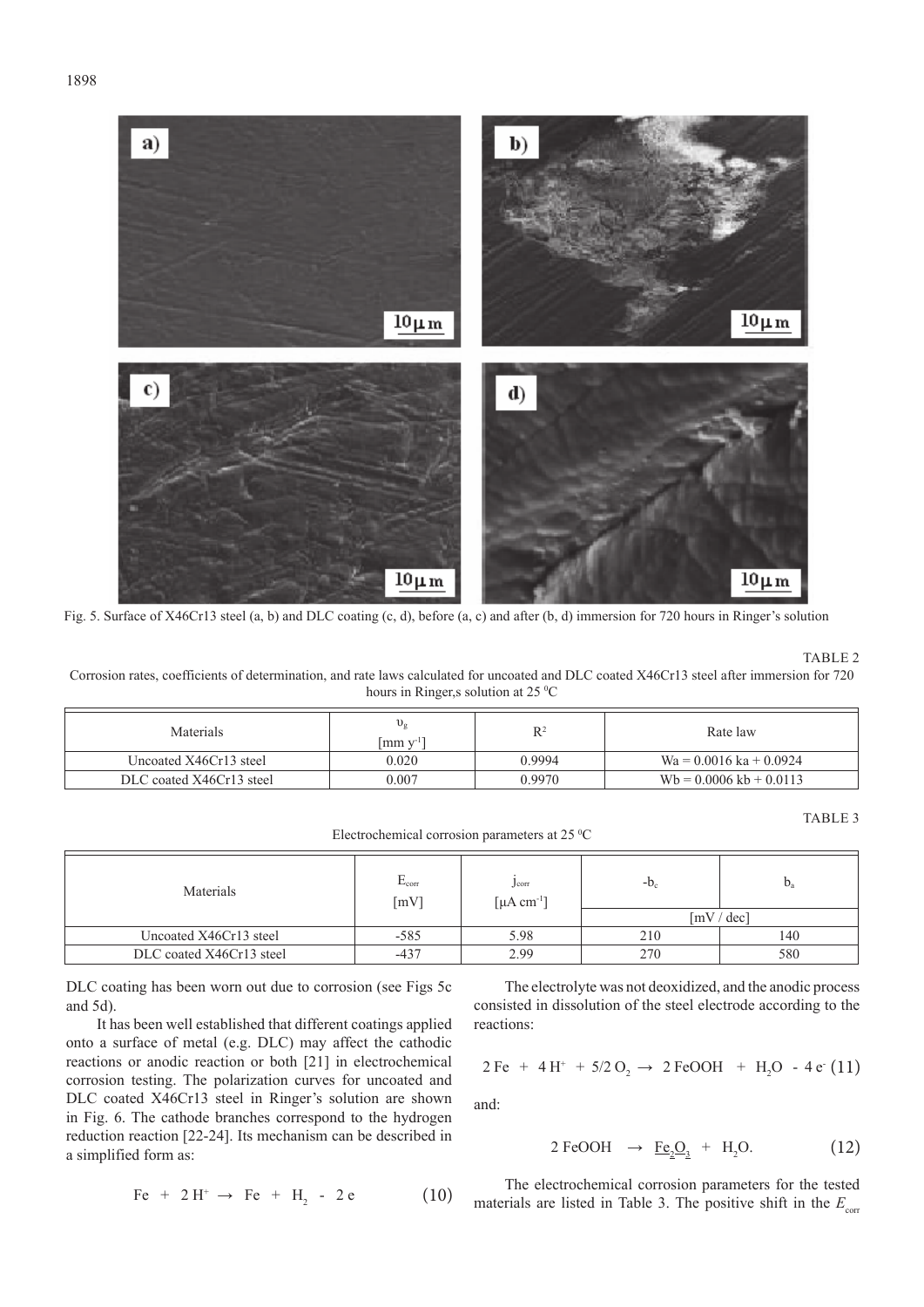Fig. 5. Surface of X46Cr13 steel (a, b) and DLC coating (c, d), before (a, c) and after (b, d) immersion for 720 hours in Ringer's solution

TABLE 2

Corrosion rates, coefficients of determination, and rate laws calculated for uncoated and DLC coated X46Cr13 steel after immersion for 720 hours in Ringer,s solution at 25 $^0$C

| Materials | $\upsilon_g$ [mm y$^{-1}$] | $R^2$ | Rate law |
|---|---|---|---|
| Uncoated X46Cr13 steel | 0.020 | 0.9994 | Wa = 0.0016 ka + 0.0924 |
| DLC coated X46Cr13 steel | 0.007 | 0.9970 | Wb = 0.0006 kb + 0.0113 |

TABLE 3

Electrochemical corrosion parameters at 25 $^0$C

| Materials | $E_{corr}$ [mV] | $j_{corr}$ [μA cm$^{-1}$] | $-b_c$ | $b_a$ |
|---|---|---|---|---|
| | | | [mV / dec] | |
| Uncoated X46Cr13 steel | -585 | 5.98 | 210 | 140 |
| DLC coated X46Cr13 steel | -437 | 2.99 | 270 | 580 |

DLC coating has been worn out due to corrosion (see Figs 5c and 5d).

It has been well established that different coatings applied onto a surface of metal (e.g. DLC) may affect the cathodic reactions or anodic reaction or both [21] in electrochemical corrosion testing. The polarization curves for uncoated and DLC coated X46Cr13 steel in Ringer's solution are shown in Fig. 6. The cathode branches correspond to the hydrogen reduction reaction [22-24]. Its mechanism can be described in a simplified form as:

$$Fe + 2H^+ \rightarrow Fe + H_2 - 2e \tag{10}$$

The electrolyte was not deoxidized, and the anodic process consisted in dissolution of the steel electrode according to the reactions:

$$2Fe + 4H^+ + 5/2\,O_2 \rightarrow 2FeOOH + H_2O - 4e^- \tag{11}$$

and:

$$2FeOOH \rightarrow \underline{Fe_2O_3} + H_2O. \tag{12}$$

The electrochemical corrosion parameters for the tested materials are listed in Table 3. The positive shift in the $E_{corr}$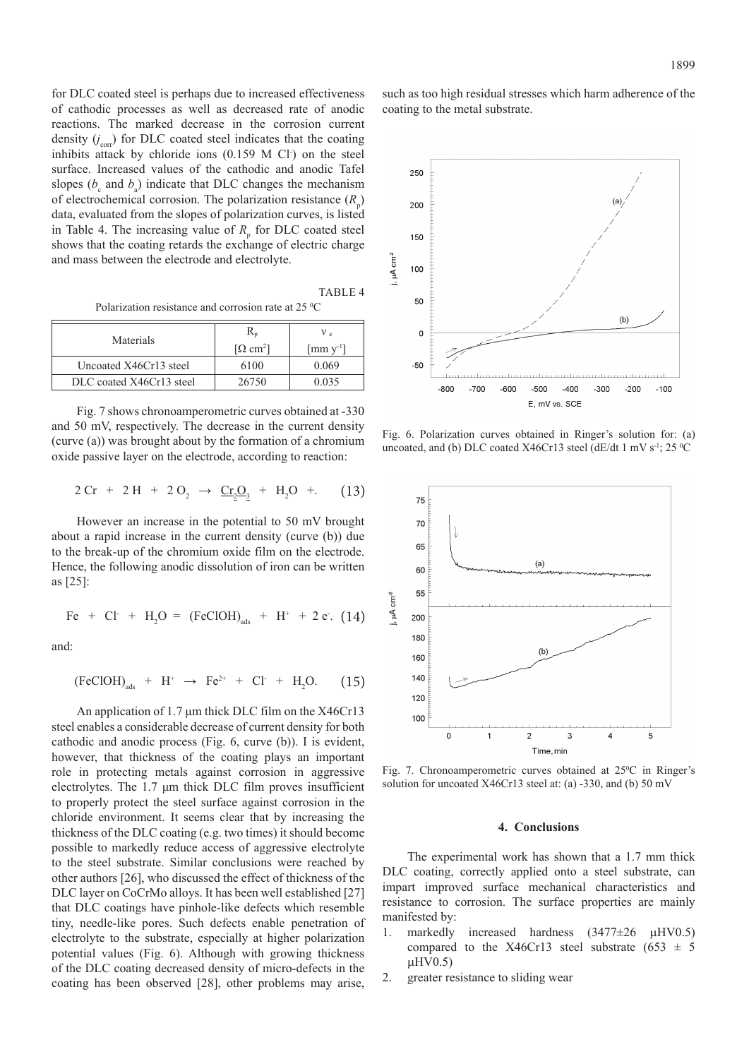for DLC coated steel is perhaps due to increased effectiveness of cathodic processes as well as decreased rate of anodic reactions. The marked decrease in the corrosion current density ($j_{corr}$) for DLC coated steel indicates that the coating inhibits attack by chloride ions (0.159 M $Cl^-$) on the steel surface. Increased values of the cathodic and anodic Tafel slopes ($b_c$ and $b_a$) indicate that DLC changes the mechanism of electrochemical corrosion. The polarization resistance ($R_p$) data, evaluated from the slopes of polarization curves, is listed in Table 4. The increasing value of $R_p$ for DLC coated steel shows that the coating retards the exchange of electric charge and mass between the electrode and electrolyte.

TABLE 4

Polarization resistance and corrosion rate at 25 °C

| Materials | $R_p$ [$\Omega$ cm$^2$] | $\nu_e$ [mm y$^{-1}$] |
|---|---|---|
| Uncoated X46Cr13 steel | 6100 | 0.069 |
| DLC coated X46Cr13 steel | 26750 | 0.035 |

Fig. 7 shows chronoamperometric curves obtained at -330 and 50 mV, respectively. The decrease in the current density (curve (a)) was brought about by the formation of a chromium oxide passive layer on the electrode, according to reaction:

$$2\,Cr + 2\,H + 2\,O_2 \rightarrow \underline{Cr_2O_3} + H_2O + . \quad (13)$$

However an increase in the potential to 50 mV brought about a rapid increase in the current density (curve (b)) due to the break-up of the chromium oxide film on the electrode. Hence, the following anodic dissolution of iron can be written as [25]:

$$Fe + Cl^- + H_2O = (FeClOH)_{ads} + H^+ + 2\,e^- . \quad (14)$$

and:

$$(FeClOH)_{ads} + H^+ \rightarrow Fe^{2+} + Cl^- + H_2O. \quad (15)$$

An application of 1.7 μm thick DLC film on the X46Cr13 steel enables a considerable decrease of current density for both cathodic and anodic process (Fig. 6, curve (b)). I is evident, however, that thickness of the coating plays an important role in protecting metals against corrosion in aggressive electrolytes. The 1.7 μm thick DLC film proves insufficient to properly protect the steel surface against corrosion in the chloride environment. It seems clear that by increasing the thickness of the DLC coating (e.g. two times) it should become possible to markedly reduce access of aggressive electrolyte to the steel substrate. Similar conclusions were reached by other authors [26], who discussed the effect of thickness of the DLC layer on CoCrMo alloys. It has been well established [27] that DLC coatings have pinhole-like defects which resemble tiny, needle-like pores. Such defects enable penetration of electrolyte to the substrate, especially at higher polarization potential values (Fig. 6). Although with growing thickness of the DLC coating decreased density of micro-defects in the coating has been observed [28], other problems may arise, such as too high residual stresses which harm adherence of the coating to the metal substrate.

Fig. 6. Polarization curves obtained in Ringer's solution for: (a) uncoated, and (b) DLC coated X46Cr13 steel (dE/dt 1 mV s$^{-1}$; 25 °C

Fig. 7. Chronoamperometric curves obtained at 25°C in Ringer's solution for uncoated X46Cr13 steel at: (a) -330, and (b) 50 mV

## 4. Conclusions

The experimental work has shown that a 1.7 mm thick DLC coating, correctly applied onto a steel substrate, can impart improved surface mechanical characteristics and resistance to corrosion. The surface properties are mainly manifested by:

1. markedly increased hardness (3477±26 μHV0.5) compared to the X46Cr13 steel substrate (653 ± 5 μHV0.5)
2. greater resistance to sliding wear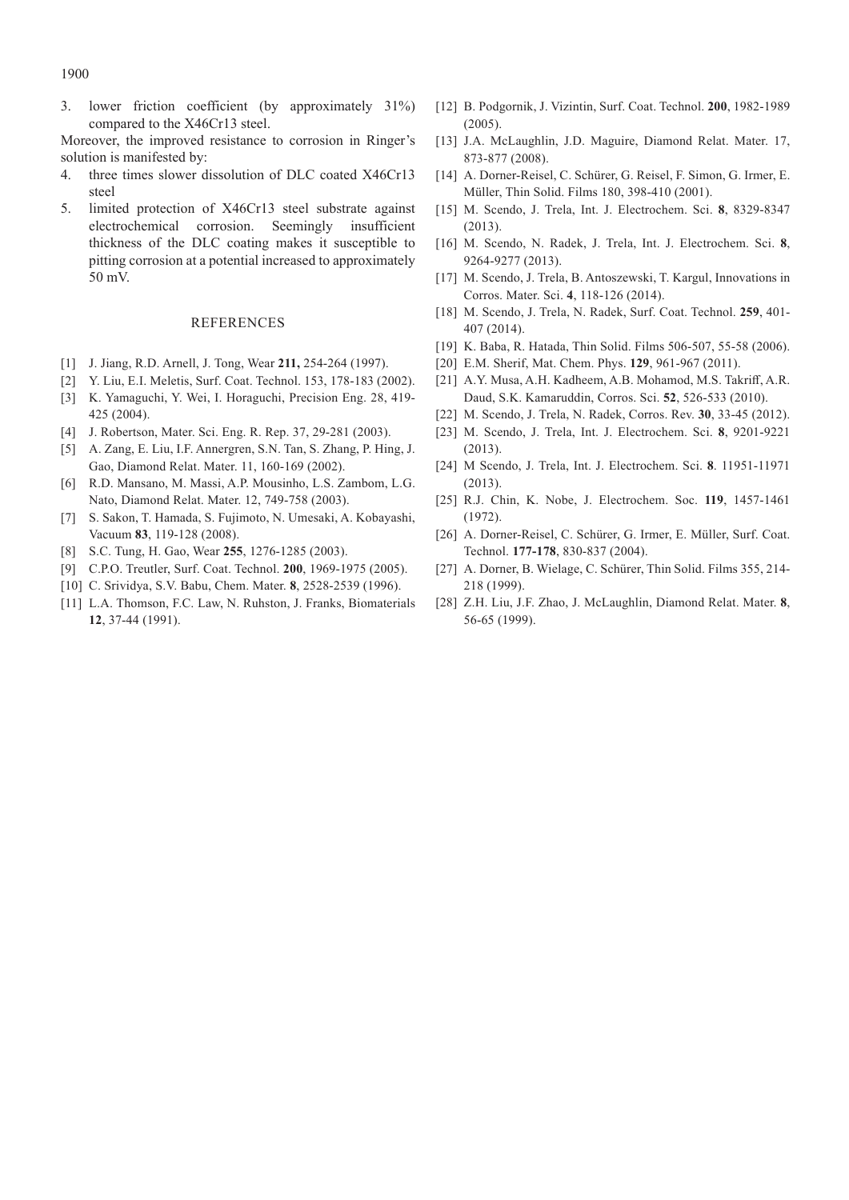3. lower friction coefficient (by approximately 31%) compared to the X46Cr13 steel.

Moreover, the improved resistance to corrosion in Ringer's solution is manifested by:

4. three times slower dissolution of DLC coated X46Cr13 steel
5. limited protection of X46Cr13 steel substrate against electrochemical corrosion. Seemingly insufficient thickness of the DLC coating makes it susceptible to pitting corrosion at a potential increased to approximately 50 mV.

## REFERENCES

[1] J. Jiang, R.D. Arnell, J. Tong, Wear **211,** 254-264 (1997).
[2] Y. Liu, E.I. Meletis, Surf. Coat. Technol. 153, 178-183 (2002).
[3] K. Yamaguchi, Y. Wei, I. Horaguchi, Precision Eng. 28, 419-425 (2004).
[4] J. Robertson, Mater. Sci. Eng. R. Rep. 37, 29-281 (2003).
[5] A. Zang, E. Liu, I.F. Annergren, S.N. Tan, S. Zhang, P. Hing, J. Gao, Diamond Relat. Mater. 11, 160-169 (2002).
[6] R.D. Mansano, M. Massi, A.P. Mousinho, L.S. Zambom, L.G. Nato, Diamond Relat. Mater. 12, 749-758 (2003).
[7] S. Sakon, T. Hamada, S. Fujimoto, N. Umesaki, A. Kobayashi, Vacuum **83**, 119-128 (2008).
[8] S.C. Tung, H. Gao, Wear **255**, 1276-1285 (2003).
[9] C.P.O. Treutler, Surf. Coat. Technol. **200**, 1969-1975 (2005).
[10] C. Srividya, S.V. Babu, Chem. Mater. **8**, 2528-2539 (1996).
[11] L.A. Thomson, F.C. Law, N. Ruhston, J. Franks, Biomaterials **12**, 37-44 (1991).
[12] B. Podgornik, J. Vizintin, Surf. Coat. Technol. **200**, 1982-1989 (2005).
[13] J.A. McLaughlin, J.D. Maguire, Diamond Relat. Mater. 17, 873-877 (2008).
[14] A. Dorner-Reisel, C. Schürer, G. Reisel, F. Simon, G. Irmer, E. Müller, Thin Solid. Films 180, 398-410 (2001).
[15] M. Scendo, J. Trela, Int. J. Electrochem. Sci. **8**, 8329-8347 (2013).
[16] M. Scendo, N. Radek, J. Trela, Int. J. Electrochem. Sci. **8**, 9264-9277 (2013).
[17] M. Scendo, J. Trela, B. Antoszewski, T. Kargul, Innovations in Corros. Mater. Sci. **4**, 118-126 (2014).
[18] M. Scendo, J. Trela, N. Radek, Surf. Coat. Technol. **259**, 401-407 (2014).
[19] K. Baba, R. Hatada, Thin Solid. Films 506-507, 55-58 (2006).
[20] E.M. Sherif, Mat. Chem. Phys. **129**, 961-967 (2011).
[21] A.Y. Musa, A.H. Kadheem, A.B. Mohamod, M.S. Takriff, A.R. Daud, S.K. Kamaruddin, Corros. Sci. **52**, 526-533 (2010).
[22] M. Scendo, J. Trela, N. Radek, Corros. Rev. **30**, 33-45 (2012).
[23] M. Scendo, J. Trela, Int. J. Electrochem. Sci. **8**, 9201-9221 (2013).
[24] M Scendo, J. Trela, Int. J. Electrochem. Sci. **8**. 11951-11971 (2013).
[25] R.J. Chin, K. Nobe, J. Electrochem. Soc. **119**, 1457-1461 (1972).
[26] A. Dorner-Reisel, C. Schürer, G. Irmer, E. Müller, Surf. Coat. Technol. **177-178**, 830-837 (2004).
[27] A. Dorner, B. Wielage, C. Schürer, Thin Solid. Films 355, 214-218 (1999).
[28] Z.H. Liu, J.F. Zhao, J. McLaughlin, Diamond Relat. Mater. **8**, 56-65 (1999).